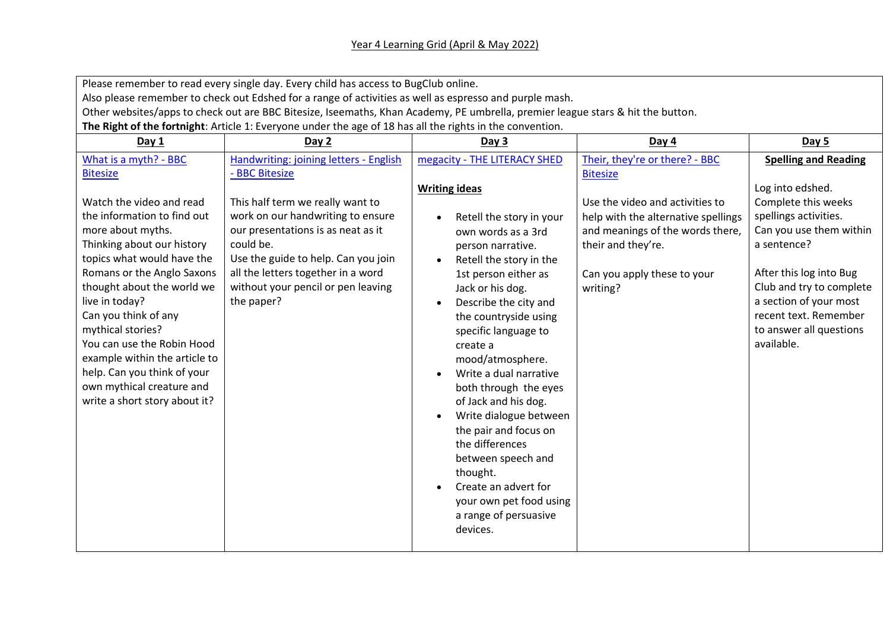Year 4 Learning Grid (April & May 2022)

Please remember to read every single day. Every child has access to BugClub online.
Also please remember to check out Edshed for a range of activities as well as espresso and purple mash.
Other websites/apps to check out are BBC Bitesize, Iseemaths, Khan Academy, PE umbrella, premier league stars & hit the button.
**The Right of the fortnight**: Article 1: Everyone under the age of 18 has all the rights in the convention.

| **Day 1** | **Day 2** | **Day 3** | **Day 4** | **Day 5** |
|---|---|---|---|---|
| What is a myth? - BBC Bitesize<br><br>Watch the video and read the information to find out more about myths.<br>Thinking about our history topics what would have the Romans or the Anglo Saxons thought about the world we live in today?<br>Can you think of any mythical stories?<br>You can use the Robin Hood example within the article to help. Can you think of your own mythical creature and write a short story about it? | Handwriting: joining letters - English - BBC Bitesize<br><br>This half term we really want to work on our handwriting to ensure our presentations is as neat as it could be.<br>Use the guide to help. Can you join all the letters together in a word without your pencil or pen leaving the paper? | megacity - THE LITERACY SHED<br><br>**Writing ideas**<br><br>• Retell the story in your own words as a 3rd person narrative.<br>• Retell the story in the 1st person either as Jack or his dog.<br>• Describe the city and the countryside using specific language to create a mood/atmosphere.<br>• Write a dual narrative both through the eyes of Jack and his dog.<br>• Write dialogue between the pair and focus on the differences between speech and thought.<br>• Create an advert for your own pet food using a range of persuasive devices. | Their, they're or there? - BBC Bitesize<br><br>Use the video and activities to help with the alternative spellings and meanings of the words there, their and they're.<br><br>Can you apply these to your writing? | **Spelling and Reading**<br><br>Log into edshed.<br>Complete this weeks spellings activities.<br>Can you use them within a sentence?<br><br>After this log into Bug Club and try to complete a section of your most recent text. Remember to answer all questions available. |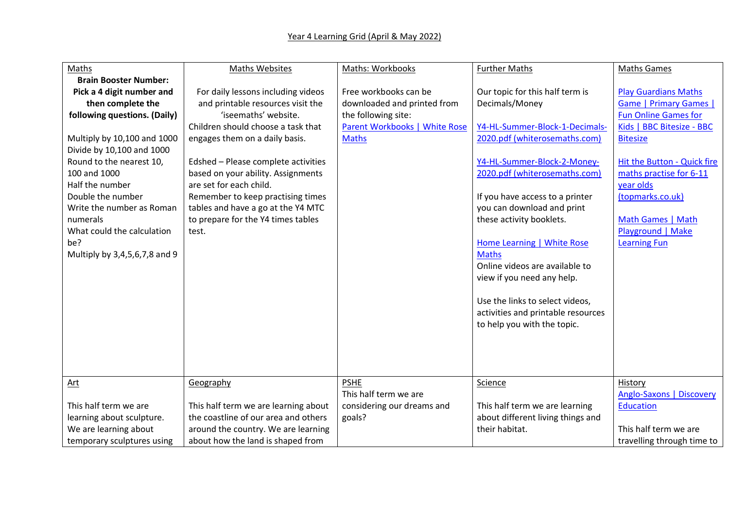Year 4 Learning Grid (April & May 2022)

| Maths | Maths Websites | Maths: Workbooks | Further Maths | Maths Games |
|---|---|---|---|---|
| **Brain Booster Number: Pick a 4 digit number and then complete the following questions. (Daily)**<br><br>Multiply by 10,100 and 1000<br>Divide by 10,100 and 1000<br>Round to the nearest 10, 100 and 1000<br>Half the number<br>Double the number<br>Write the number as Roman numerals<br>What could the calculation be?<br>Multiply by 3,4,5,6,7,8 and 9 | For daily lessons including videos and printable resources visit the 'iseemaths' website.<br>Children should choose a task that engages them on a daily basis.<br><br>Edshed – Please complete activities based on your ability. Assignments are set for each child.<br>Remember to keep practising times tables and have a go at the Y4 MTC to prepare for the Y4 times tables test. | Free workbooks can be downloaded and printed from the following site:<br>Parent Workbooks \| White Rose Maths | Our topic for this half term is Decimals/Money<br><br>Y4-HL-Summer-Block-1-Decimals-2020.pdf (whiterosemaths.com)<br><br>Y4-HL-Summer-Block-2-Money-2020.pdf (whiterosemaths.com)<br><br>If you have access to a printer you can download and print these activity booklets.<br><br>Home Learning \| White Rose Maths<br>Online videos are available to view if you need any help.<br><br>Use the links to select videos, activities and printable resources to help you with the topic. | Play Guardians Maths Game \| Primary Games \| Fun Online Games for Kids \| BBC Bitesize - BBC Bitesize<br><br>Hit the Button - Quick fire maths practise for 6-11 year olds (topmarks.co.uk)<br><br>Math Games \| Math Playground \| Make Learning Fun |
| Art<br><br>This half term we are learning about sculpture. We are learning about temporary sculptures using | Geography<br><br>This half term we are learning about the coastline of our area and others around the country. We are learning about how the land is shaped from | PSHE<br>This half term we are considering our dreams and goals? | Science<br><br>This half term we are learning about different living things and their habitat. | History<br>Anglo-Saxons \| Discovery Education<br><br>This half term we are travelling through time to |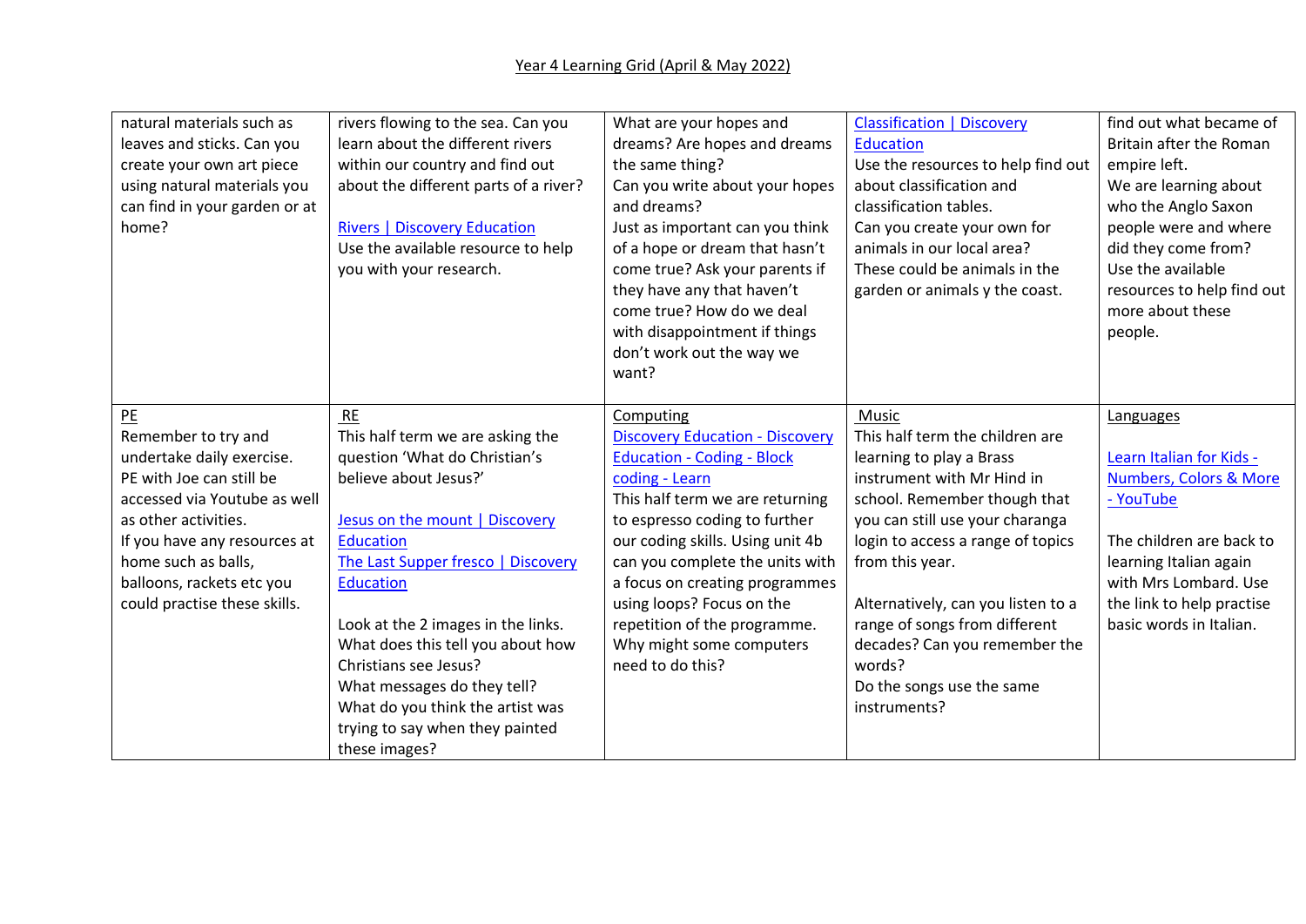# Year 4 Learning Grid (April & May 2022)

| | | | | |
|---|---|---|---|---|
| natural materials such as leaves and sticks. Can you create your own art piece using natural materials you can find in your garden or at home? | rivers flowing to the sea. Can you learn about the different rivers within our country and find out about the different parts of a river?<br><br>Rivers \| Discovery Education<br>Use the available resource to help you with your research. | What are your hopes and dreams? Are hopes and dreams the same thing?<br>Can you write about your hopes and dreams?<br>Just as important can you think of a hope or dream that hasn't come true? Ask your parents if they have any that haven't come true? How do we deal with disappointment if things don't work out the way we want? | Classification \| Discovery Education<br>Use the resources to help find out about classification and classification tables.<br>Can you create your own for animals in our local area?<br>These could be animals in the garden or animals y the coast. | find out what became of Britain after the Roman empire left.<br>We are learning about who the Anglo Saxon people were and where did they come from?<br>Use the available resources to help find out more about these people. |
| PE<br>Remember to try and undertake daily exercise.<br>PE with Joe can still be accessed via Youtube as well as other activities.<br>If you have any resources at home such as balls, balloons, rackets etc you could practise these skills. | RE<br>This half term we are asking the question 'What do Christian's believe about Jesus?'<br><br>Jesus on the mount \| Discovery Education<br>The Last Supper fresco \| Discovery Education<br><br>Look at the 2 images in the links.<br>What does this tell you about how Christians see Jesus?<br>What messages do they tell?<br>What do you think the artist was trying to say when they painted these images? | Computing<br>Discovery Education - Discovery Education - Coding - Block coding - Learn<br>This half term we are returning to espresso coding to further our coding skills. Using unit 4b can you complete the units with a focus on creating programmes using loops? Focus on the repetition of the programme. Why might some computers need to do this? | Music<br>This half term the children are learning to play a Brass instrument with Mr Hind in school. Remember though that you can still use your charanga login to access a range of topics from this year.<br><br>Alternatively, can you listen to a range of songs from different decades? Can you remember the words?<br>Do the songs use the same instruments? | Languages<br><br>Learn Italian for Kids - Numbers, Colors & More - YouTube<br><br>The children are back to learning Italian again with Mrs Lombard. Use the link to help practise basic words in Italian. |